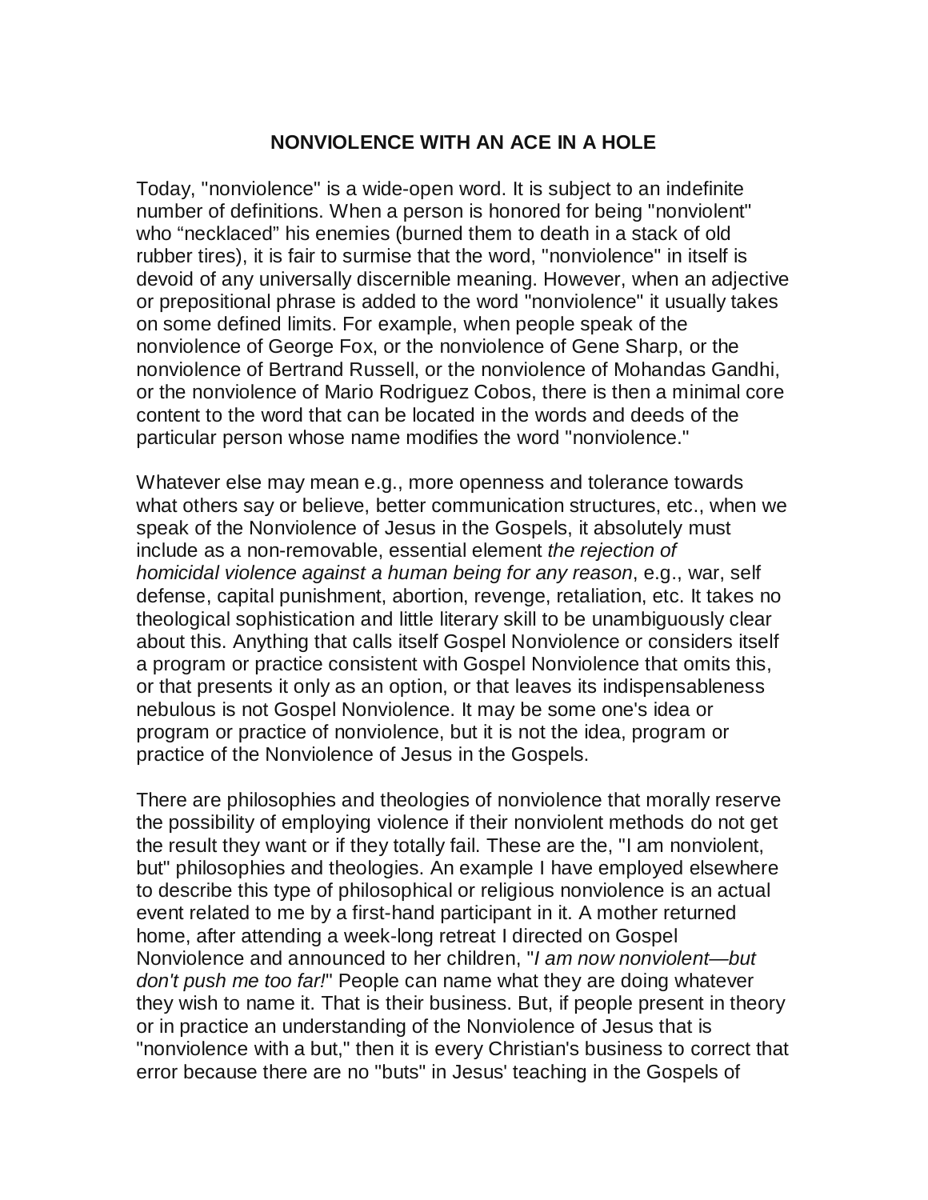# NONVIOLENCE WITH AN ACE IN A HOLE

Today, "nonviolence" is a wide-open word. It is subject to an indefinite number of definitions. When a person is honored for being "nonviolent" who "necklaced" his enemies (burned them to death in a stack of old rubber tires), it is fair to surmise that the word, "nonviolence" in itself is devoid of any universally discernible meaning. However, when an adjective or prepositional phrase is added to the word "nonviolence" it usually takes on some defined limits. For example, when people speak of the nonviolence of George Fox, or the nonviolence of Gene Sharp, or the nonviolence of Bertrand Russell, or the nonviolence of Mohandas Gandhi, or the nonviolence of Mario Rodriguez Cobos, there is then a minimal core content to the word that can be located in the words and deeds of the particular person whose name modifies the word "nonviolence."

Whatever else may mean e.g., more openness and tolerance towards what others say or believe, better communication structures, etc., when we speak of the Nonviolence of Jesus in the Gospels, it absolutely must include as a non-removable, essential element *the rejection of homicidal violence against a human being for any reason*, e.g., war, self defense, capital punishment, abortion, revenge, retaliation, etc. It takes no theological sophistication and little literary skill to be unambiguously clear about this. Anything that calls itself Gospel Nonviolence or considers itself a program or practice consistent with Gospel Nonviolence that omits this, or that presents it only as an option, or that leaves its indispensableness nebulous is not Gospel Nonviolence. It may be some one's idea or program or practice of nonviolence, but it is not the idea, program or practice of the Nonviolence of Jesus in the Gospels.

There are philosophies and theologies of nonviolence that morally reserve the possibility of employing violence if their nonviolent methods do not get the result they want or if they totally fail. These are the, "I am nonviolent, but" philosophies and theologies. An example I have employed elsewhere to describe this type of philosophical or religious nonviolence is an actual event related to me by a first-hand participant in it. A mother returned home, after attending a week-long retreat I directed on Gospel Nonviolence and announced to her children, "*I am now nonviolent—but don't push me too far!*" People can name what they are doing whatever they wish to name it. That is their business. But, if people present in theory or in practice an understanding of the Nonviolence of Jesus that is "nonviolence with a but," then it is every Christian's business to correct that error because there are no "buts" in Jesus' teaching in the Gospels of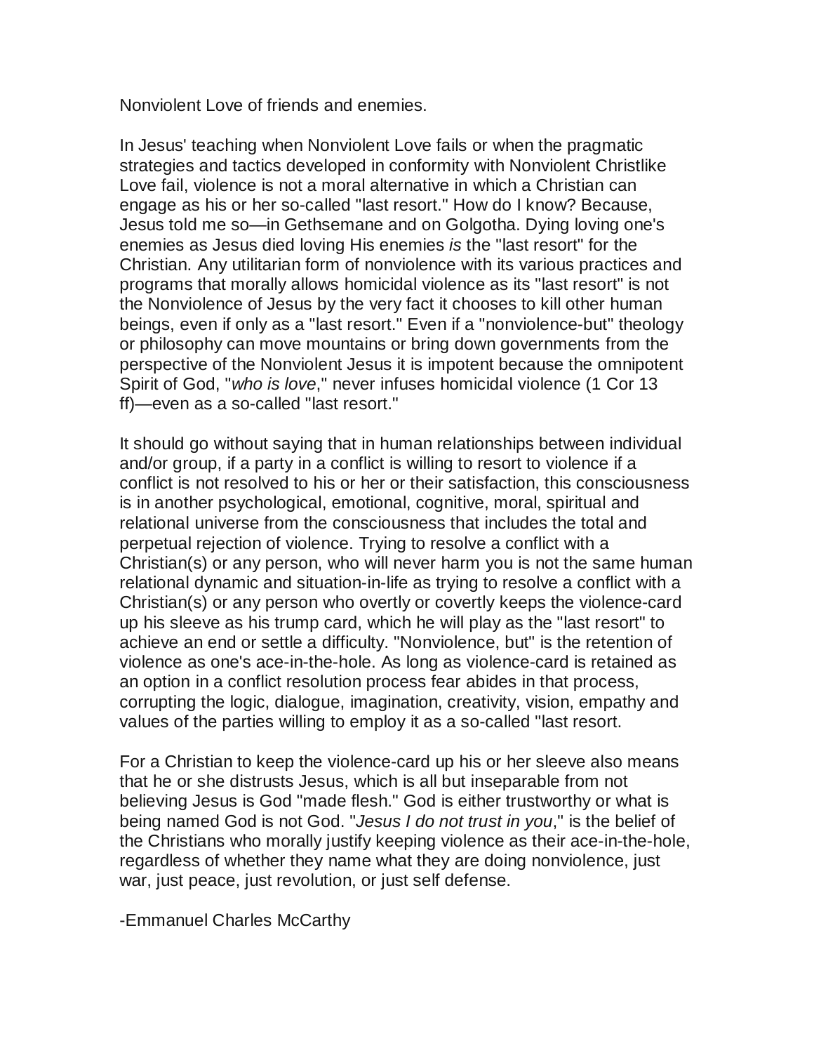Nonviolent Love of friends and enemies.

In Jesus' teaching when Nonviolent Love fails or when the pragmatic strategies and tactics developed in conformity with Nonviolent Christlike Love fail, violence is not a moral alternative in which a Christian can engage as his or her so-called "last resort." How do I know? Because, Jesus told me so—in Gethsemane and on Golgotha. Dying loving one's enemies as Jesus died loving His enemies *is* the "last resort" for the Christian. Any utilitarian form of nonviolence with its various practices and programs that morally allows homicidal violence as its "last resort" is not the Nonviolence of Jesus by the very fact it chooses to kill other human beings, even if only as a "last resort." Even if a "nonviolence-but" theology or philosophy can move mountains or bring down governments from the perspective of the Nonviolent Jesus it is impotent because the omnipotent Spirit of God, "*who is love*," never infuses homicidal violence (1 Cor 13 ff)—even as a so-called "last resort."

It should go without saying that in human relationships between individual and/or group, if a party in a conflict is willing to resort to violence if a conflict is not resolved to his or her or their satisfaction, this consciousness is in another psychological, emotional, cognitive, moral, spiritual and relational universe from the consciousness that includes the total and perpetual rejection of violence. Trying to resolve a conflict with a Christian(s) or any person, who will never harm you is not the same human relational dynamic and situation-in-life as trying to resolve a conflict with a Christian(s) or any person who overtly or covertly keeps the violence-card up his sleeve as his trump card, which he will play as the "last resort" to achieve an end or settle a difficulty. "Nonviolence, but" is the retention of violence as one's ace-in-the-hole. As long as violence-card is retained as an option in a conflict resolution process fear abides in that process, corrupting the logic, dialogue, imagination, creativity, vision, empathy and values of the parties willing to employ it as a so-called "last resort.

For a Christian to keep the violence-card up his or her sleeve also means that he or she distrusts Jesus, which is all but inseparable from not believing Jesus is God "made flesh." God is either trustworthy or what is being named God is not God. "*Jesus I do not trust in you*," is the belief of the Christians who morally justify keeping violence as their ace-in-the-hole, regardless of whether they name what they are doing nonviolence, just war, just peace, just revolution, or just self defense.

-Emmanuel Charles McCarthy